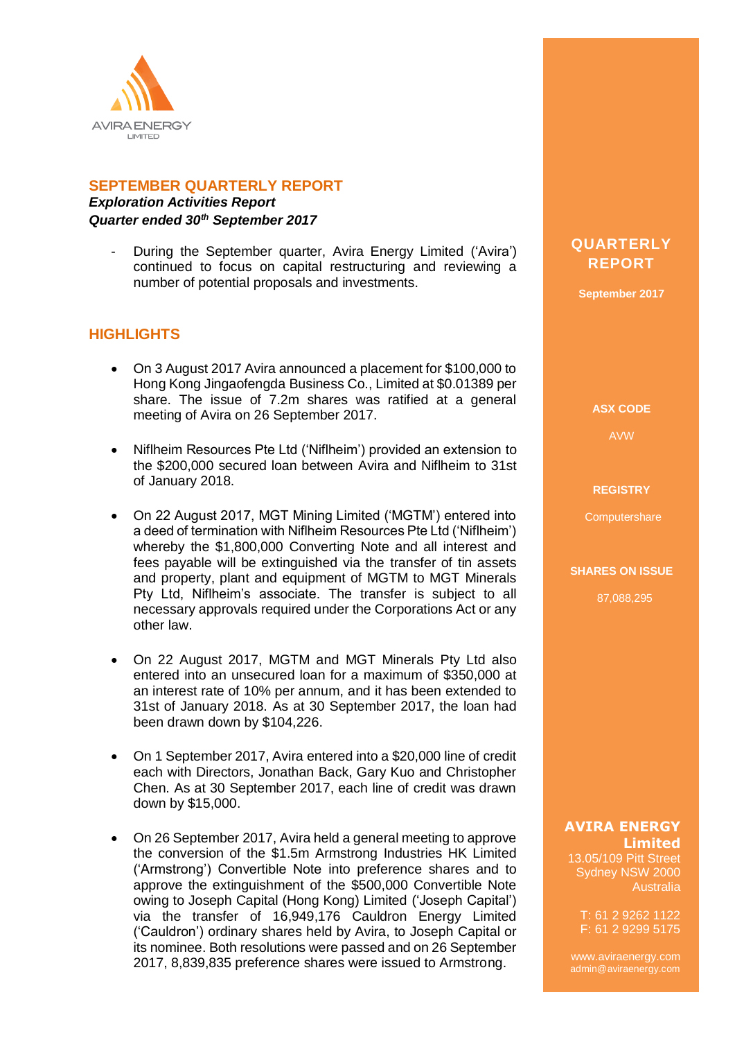AVIRA ENERGY
LIMITED

## SEPTEMBER QUARTERLY REPORT

***Exploration Activities Report***
***Quarter ended 30th September 2017***

- During the September quarter, Avira Energy Limited ('Avira') continued to focus on capital restructuring and reviewing a number of potential proposals and investments.

## HIGHLIGHTS

- On 3 August 2017 Avira announced a placement for $100,000 to Hong Kong Jingaofengda Business Co., Limited at $0.01389 per share. The issue of 7.2m shares was ratified at a general meeting of Avira on 26 September 2017.

- Niflheim Resources Pte Ltd ('Niflheim') provided an extension to the $200,000 secured loan between Avira and Niflheim to 31st of January 2018.

- On 22 August 2017, MGT Mining Limited ('MGTM') entered into a deed of termination with Niflheim Resources Pte Ltd ('Niflheim') whereby the $1,800,000 Converting Note and all interest and fees payable will be extinguished via the transfer of tin assets and property, plant and equipment of MGTM to MGT Minerals Pty Ltd, Niflheim's associate. The transfer is subject to all necessary approvals required under the Corporations Act or any other law.

- On 22 August 2017, MGTM and MGT Minerals Pty Ltd also entered into an unsecured loan for a maximum of $350,000 at an interest rate of 10% per annum, and it has been extended to 31st of January 2018. As at 30 September 2017, the loan had been drawn down by $104,226.

- On 1 September 2017, Avira entered into a $20,000 line of credit each with Directors, Jonathan Back, Gary Kuo and Christopher Chen. As at 30 September 2017, each line of credit was drawn down by $15,000.

- On 26 September 2017, Avira held a general meeting to approve the conversion of the $1.5m Armstrong Industries HK Limited ('Armstrong') Convertible Note into preference shares and to approve the extinguishment of the $500,000 Convertible Note owing to Joseph Capital (Hong Kong) Limited ('Joseph Capital') via the transfer of 16,949,176 Cauldron Energy Limited ('Cauldron') ordinary shares held by Avira, to Joseph Capital or its nominee. Both resolutions were passed and on 26 September 2017, 8,839,835 preference shares were issued to Armstrong.

**QUARTERLY REPORT**

**September 2017**

**ASX CODE**

AVW

**REGISTRY**

Computershare

**SHARES ON ISSUE**

87,088,295

**AVIRA ENERGY Limited**
13.05/109 Pitt Street
Sydney NSW 2000
Australia

T: 61 2 9262 1122
F: 61 2 9299 5175

www.aviraenergy.com
admin@aviraenergy.com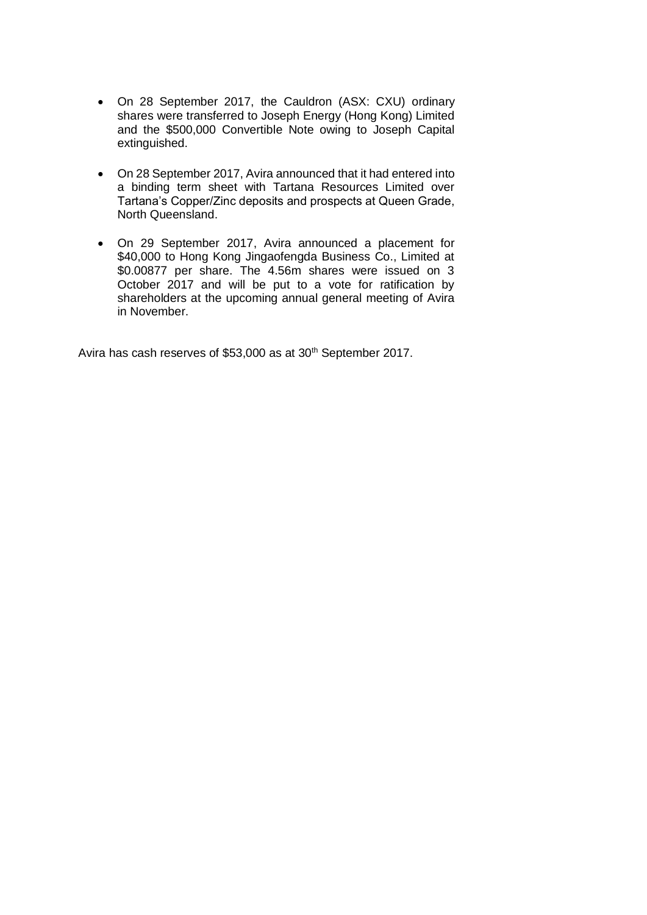- On 28 September 2017, the Cauldron (ASX: CXU) ordinary shares were transferred to Joseph Energy (Hong Kong) Limited and the $500,000 Convertible Note owing to Joseph Capital extinguished.

- On 28 September 2017, Avira announced that it had entered into a binding term sheet with Tartana Resources Limited over Tartana's Copper/Zinc deposits and prospects at Queen Grade, North Queensland.

- On 29 September 2017, Avira announced a placement for $40,000 to Hong Kong Jingaofengda Business Co., Limited at $0.00877 per share. The 4.56m shares were issued on 3 October 2017 and will be put to a vote for ratification by shareholders at the upcoming annual general meeting of Avira in November.

Avira has cash reserves of $53,000 as at 30th September 2017.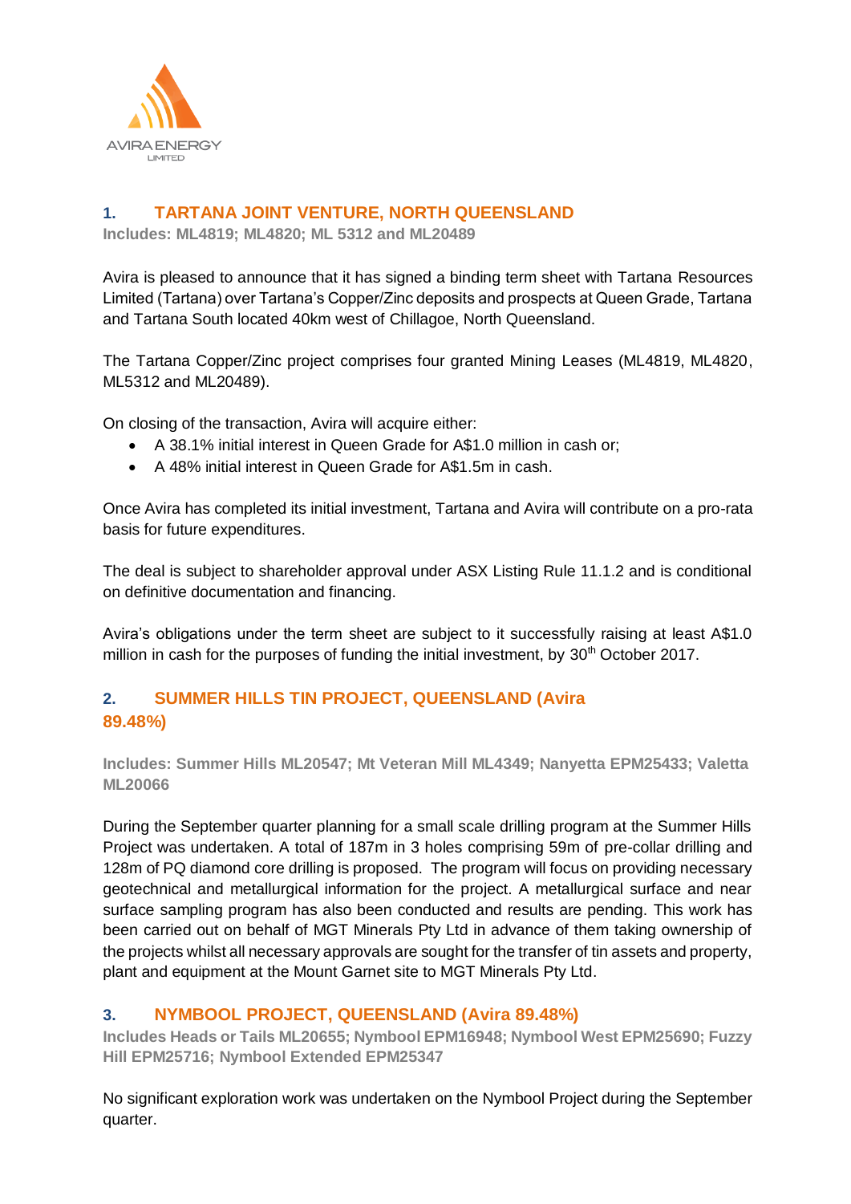## 1. TARTANA JOINT VENTURE, NORTH QUEENSLAND

**Includes: ML4819; ML4820; ML 5312 and ML20489**

Avira is pleased to announce that it has signed a binding term sheet with Tartana Resources Limited (Tartana) over Tartana's Copper/Zinc deposits and prospects at Queen Grade, Tartana and Tartana South located 40km west of Chillagoe, North Queensland.

The Tartana Copper/Zinc project comprises four granted Mining Leases (ML4819, ML4820, ML5312 and ML20489).

On closing of the transaction, Avira will acquire either:

- A 38.1% initial interest in Queen Grade for A$1.0 million in cash or;
- A 48% initial interest in Queen Grade for A$1.5m in cash.

Once Avira has completed its initial investment, Tartana and Avira will contribute on a pro-rata basis for future expenditures.

The deal is subject to shareholder approval under ASX Listing Rule 11.1.2 and is conditional on definitive documentation and financing.

Avira's obligations under the term sheet are subject to it successfully raising at least A$1.0 million in cash for the purposes of funding the initial investment, by 30th October 2017.

## 2. SUMMER HILLS TIN PROJECT, QUEENSLAND (Avira 89.48%)

**Includes: Summer Hills ML20547; Mt Veteran Mill ML4349; Nanyetta EPM25433; Valetta ML20066**

During the September quarter planning for a small scale drilling program at the Summer Hills Project was undertaken. A total of 187m in 3 holes comprising 59m of pre-collar drilling and 128m of PQ diamond core drilling is proposed. The program will focus on providing necessary geotechnical and metallurgical information for the project. A metallurgical surface and near surface sampling program has also been conducted and results are pending. This work has been carried out on behalf of MGT Minerals Pty Ltd in advance of them taking ownership of the projects whilst all necessary approvals are sought for the transfer of tin assets and property, plant and equipment at the Mount Garnet site to MGT Minerals Pty Ltd.

## 3. NYMBOOL PROJECT, QUEENSLAND (Avira 89.48%)

**Includes Heads or Tails ML20655; Nymbool EPM16948; Nymbool West EPM25690; Fuzzy Hill EPM25716; Nymbool Extended EPM25347**

No significant exploration work was undertaken on the Nymbool Project during the September quarter.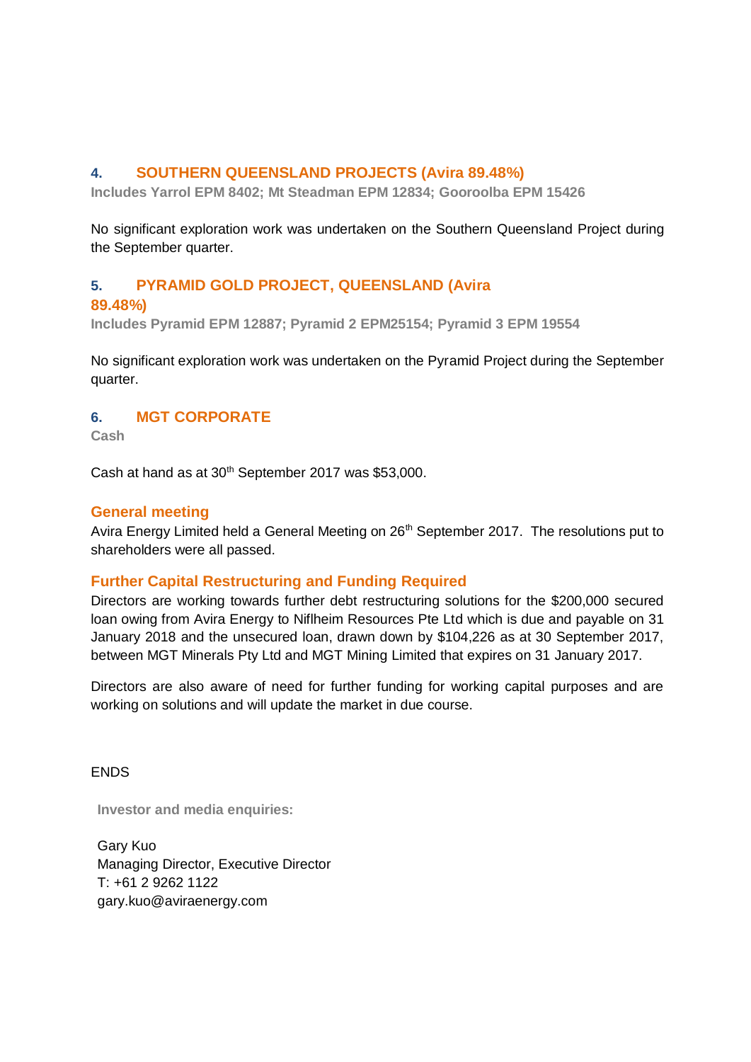## 4. SOUTHERN QUEENSLAND PROJECTS (Avira 89.48%)

**Includes Yarrol EPM 8402; Mt Steadman EPM 12834; Gooroolba EPM 15426**

No significant exploration work was undertaken on the Southern Queensland Project during the September quarter.

## 5. PYRAMID GOLD PROJECT, QUEENSLAND (Avira 89.48%)

**Includes Pyramid EPM 12887; Pyramid 2 EPM25154; Pyramid 3 EPM 19554**

No significant exploration work was undertaken on the Pyramid Project during the September quarter.

## 6. MGT CORPORATE

**Cash**

Cash at hand as at 30th September 2017 was $53,000.

### General meeting

Avira Energy Limited held a General Meeting on 26th September 2017. The resolutions put to shareholders were all passed.

### Further Capital Restructuring and Funding Required

Directors are working towards further debt restructuring solutions for the $200,000 secured loan owing from Avira Energy to Niflheim Resources Pte Ltd which is due and payable on 31 January 2018 and the unsecured loan, drawn down by $104,226 as at 30 September 2017, between MGT Minerals Pty Ltd and MGT Mining Limited that expires on 31 January 2017.

Directors are also aware of need for further funding for working capital purposes and are working on solutions and will update the market in due course.

ENDS

**Investor and media enquiries:**

Gary Kuo
Managing Director, Executive Director
T: +61 2 9262 1122
gary.kuo@aviraenergy.com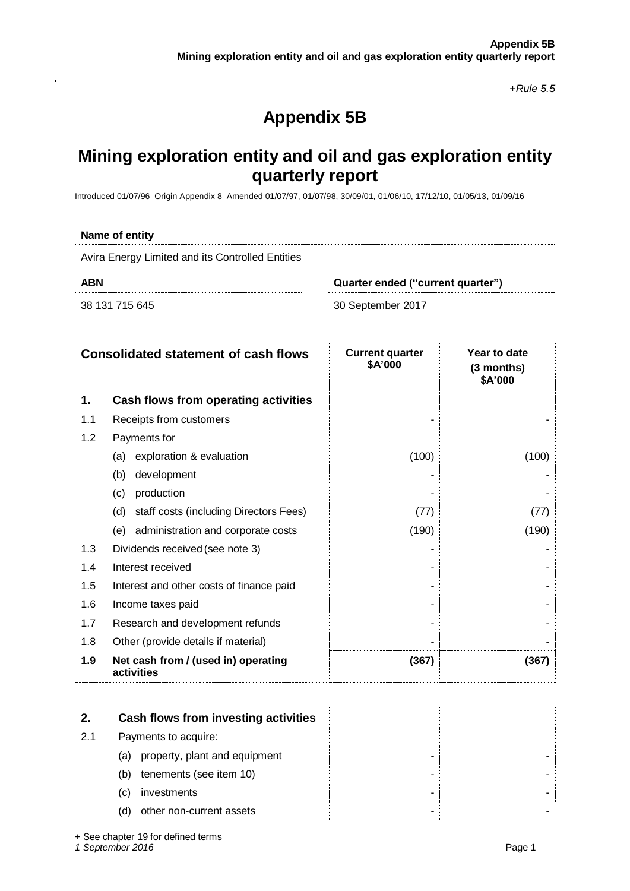*+Rule 5.5*

# Appendix 5B

## Mining exploration entity and oil and gas exploration entity quarterly report

Introduced 01/07/96 Origin Appendix 8 Amended 01/07/97, 01/07/98, 30/09/01, 01/06/10, 17/12/10, 01/05/13, 01/09/16

**Name of entity**

Avira Energy Limited and its Controlled Entities

| **ABN** | **Quarter ended ("current quarter")** |
|---|---|
| 38 131 715 645 | 30 September 2017 |

| | **Consolidated statement of cash flows** | **Current quarter $A'000** | **Year to date (3 months) $A'000** |
|---|---|---|---|
| **1.** | **Cash flows from operating activities** | | |
| 1.1 | Receipts from customers | - | - |
| 1.2 | Payments for | | |
| | (a) exploration & evaluation | (100) | (100) |
| | (b) development | - | - |
| | (c) production | - | - |
| | (d) staff costs (including Directors Fees) | (77) | (77) |
| | (e) administration and corporate costs | (190) | (190) |
| 1.3 | Dividends received (see note 3) | - | - |
| 1.4 | Interest received | - | - |
| 1.5 | Interest and other costs of finance paid | - | - |
| 1.6 | Income taxes paid | - | - |
| 1.7 | Research and development refunds | - | - |
| 1.8 | Other (provide details if material) | - | - |
| **1.9** | **Net cash from / (used in) operating activities** | **(367)** | **(367)** |

| | | | |
|---|---|---|---|
| **2.** | **Cash flows from investing activities** | | |
| 2.1 | Payments to acquire: | | |
| | (a) property, plant and equipment | - | - |
| | (b) tenements (see item 10) | - | - |
| | (c) investments | - | - |
| | (d) other non-current assets | - | - |

+ See chapter 19 for defined terms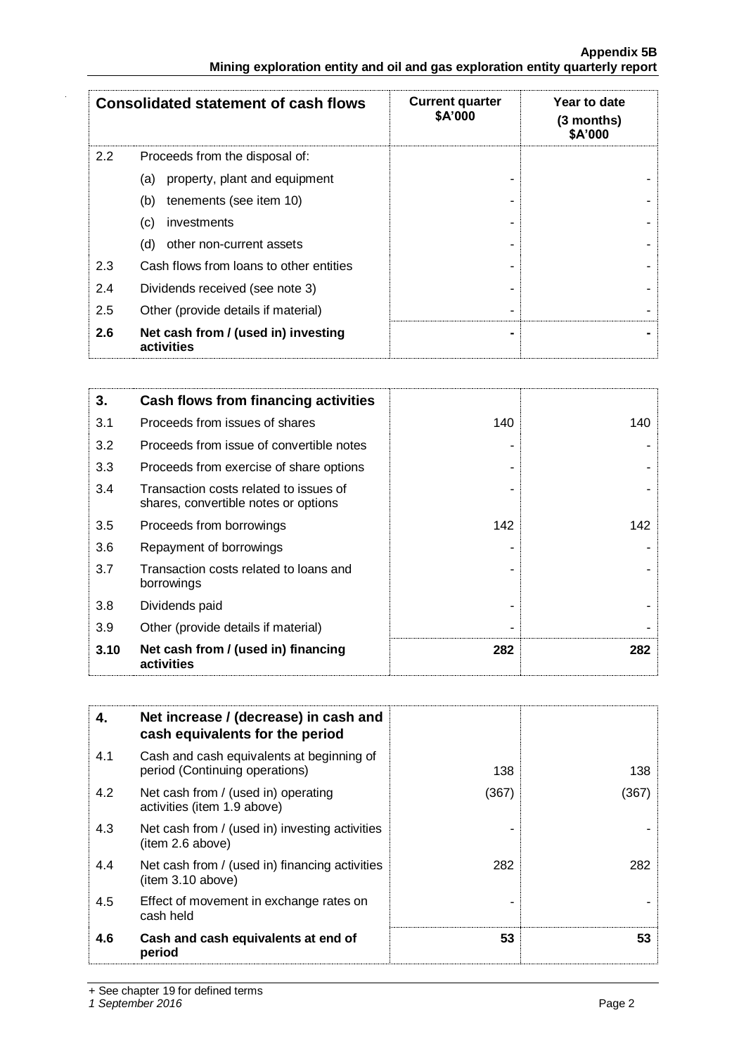| Consolidated statement of cash flows | | Current quarter $A'000 | Year to date (3 months) $A'000 |
|---|---|---|---|
| 2.2 | Proceeds from the disposal of: | | |
| | (a) property, plant and equipment | - | - |
| | (b) tenements (see item 10) | - | - |
| | (c) investments | - | - |
| | (d) other non-current assets | - | - |
| 2.3 | Cash flows from loans to other entities | - | - |
| 2.4 | Dividends received (see note 3) | - | - |
| 2.5 | Other (provide details if material) | - | - |
| **2.6** | **Net cash from / (used in) investing activities** | **-** | **-** |

| **3.** | **Cash flows from financing activities** | | |
|---|---|---|---|
| 3.1 | Proceeds from issues of shares | 140 | 140 |
| 3.2 | Proceeds from issue of convertible notes | - | - |
| 3.3 | Proceeds from exercise of share options | - | - |
| 3.4 | Transaction costs related to issues of shares, convertible notes or options | - | - |
| 3.5 | Proceeds from borrowings | 142 | 142 |
| 3.6 | Repayment of borrowings | - | - |
| 3.7 | Transaction costs related to loans and borrowings | - | - |
| 3.8 | Dividends paid | - | - |
| 3.9 | Other (provide details if material) | - | - |
| **3.10** | **Net cash from / (used in) financing activities** | **282** | **282** |

| **4.** | **Net increase / (decrease) in cash and cash equivalents for the period** | | |
|---|---|---|---|
| 4.1 | Cash and cash equivalents at beginning of period (Continuing operations) | 138 | 138 |
| 4.2 | Net cash from / (used in) operating activities (item 1.9 above) | (367) | (367) |
| 4.3 | Net cash from / (used in) investing activities (item 2.6 above) | - | - |
| 4.4 | Net cash from / (used in) financing activities (item 3.10 above) | 282 | 282 |
| 4.5 | Effect of movement in exchange rates on cash held | - | - |
| **4.6** | **Cash and cash equivalents at end of period** | **53** | **53** |

+ See chapter 19 for defined terms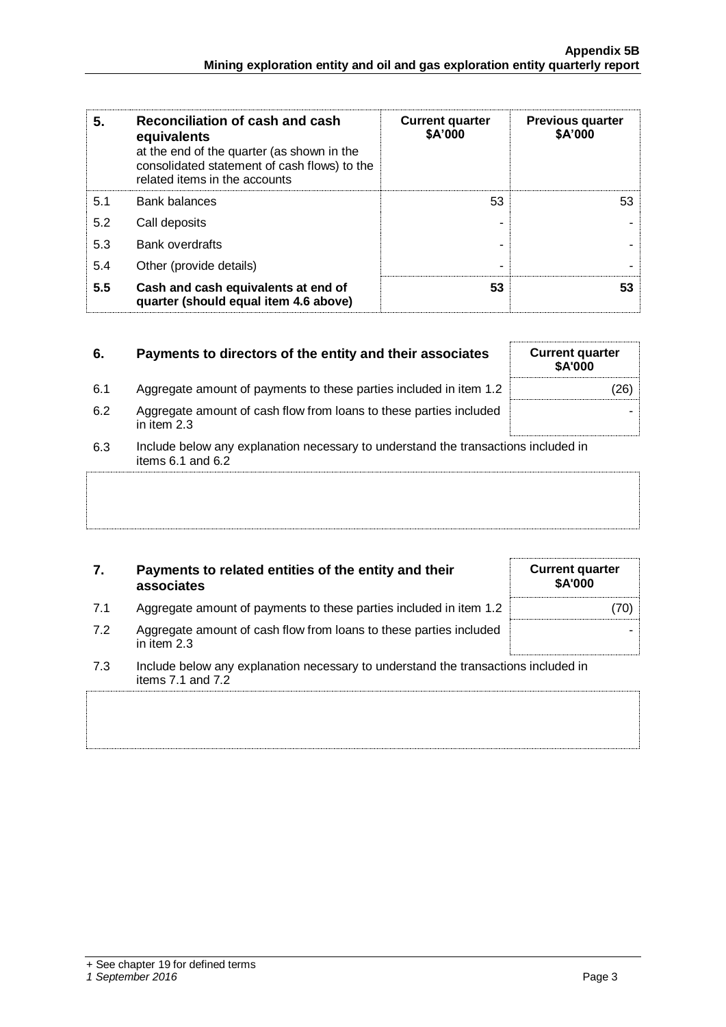| 5. | Reconciliation of cash and cash equivalents at the end of the quarter (as shown in the consolidated statement of cash flows) to the related items in the accounts | Current quarter \$A'000 | Previous quarter \$A'000 |
|---|---|---|---|
| 5.1 | Bank balances | 53 | 53 |
| 5.2 | Call deposits | - | - |
| 5.3 | Bank overdrafts | - | - |
| 5.4 | Other (provide details) | - | - |
| **5.5** | **Cash and cash equivalents at end of quarter (should equal item 4.6 above)** | **53** | **53** |

| 6. | Payments to directors of the entity and their associates | Current quarter \$A'000 |
|---|---|---|
| 6.1 | Aggregate amount of payments to these parties included in item 1.2 | (26) |
| 6.2 | Aggregate amount of cash flow from loans to these parties included in item 2.3 | - |

6.3 Include below any explanation necessary to understand the transactions included in items 6.1 and 6.2

| 7. | Payments to related entities of the entity and their associates | Current quarter \$A'000 |
|---|---|---|
| 7.1 | Aggregate amount of payments to these parties included in item 1.2 | (70) |
| 7.2 | Aggregate amount of cash flow from loans to these parties included in item 2.3 | - |

7.3 Include below any explanation necessary to understand the transactions included in items 7.1 and 7.2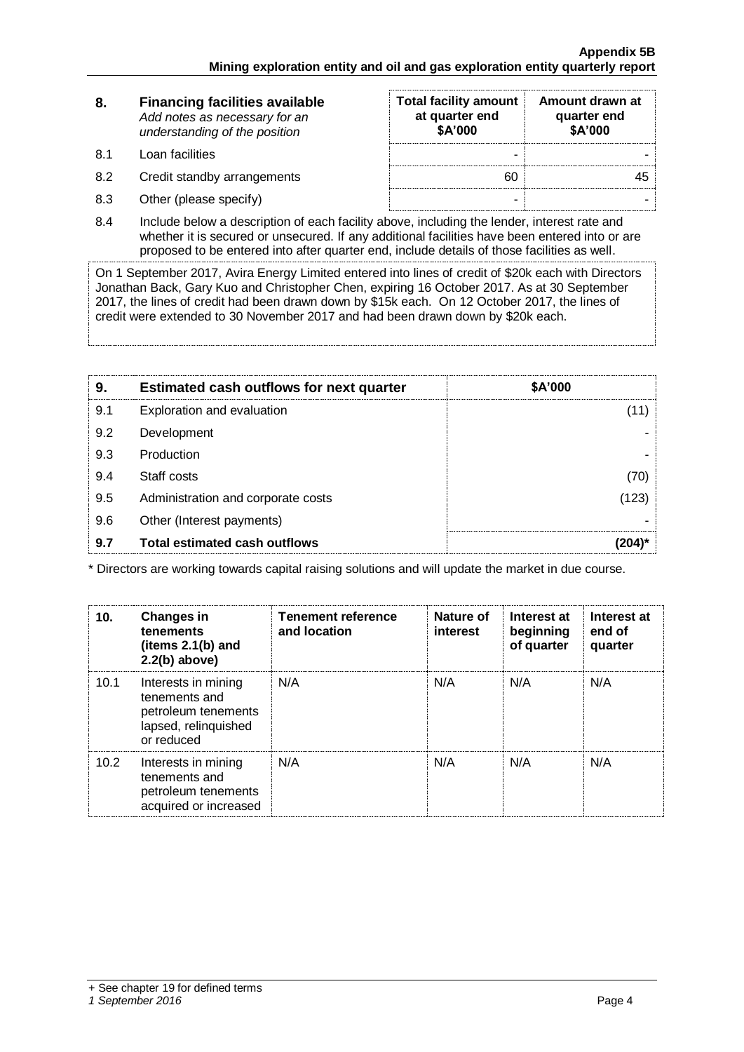| 8. | **Financing facilities available** *Add notes as necessary for an understanding of the position* | **Total facility amount at quarter end $A'000** | **Amount drawn at quarter end $A'000** |
|---|---|---|---|
| 8.1 | Loan facilities | - | - |
| 8.2 | Credit standby arrangements | 60 | 45 |
| 8.3 | Other (please specify) | - | - |

8.4 Include below a description of each facility above, including the lender, interest rate and whether it is secured or unsecured. If any additional facilities have been entered into or are proposed to be entered into after quarter end, include details of those facilities as well.

On 1 September 2017, Avira Energy Limited entered into lines of credit of $20k each with Directors Jonathan Back, Gary Kuo and Christopher Chen, expiring 16 October 2017. As at 30 September 2017, the lines of credit had been drawn down by $15k each. On 12 October 2017, the lines of credit were extended to 30 November 2017 and had been drawn down by $20k each.

| 9. | **Estimated cash outflows for next quarter** | **$A'000** |
|---|---|---|
| 9.1 | Exploration and evaluation | (11) |
| 9.2 | Development | - |
| 9.3 | Production | - |
| 9.4 | Staff costs | (70) |
| 9.5 | Administration and corporate costs | (123) |
| 9.6 | Other (Interest payments) | - |
| **9.7** | **Total estimated cash outflows** | **(204)*** |

* Directors are working towards capital raising solutions and will update the market in due course.

| 10. | **Changes in tenements (items 2.1(b) and 2.2(b) above)** | **Tenement reference and location** | **Nature of interest** | **Interest at beginning of quarter** | **Interest at end of quarter** |
|---|---|---|---|---|---|
| 10.1 | Interests in mining tenements and petroleum tenements lapsed, relinquished or reduced | N/A | N/A | N/A | N/A |
| 10.2 | Interests in mining tenements and petroleum tenements acquired or increased | N/A | N/A | N/A | N/A |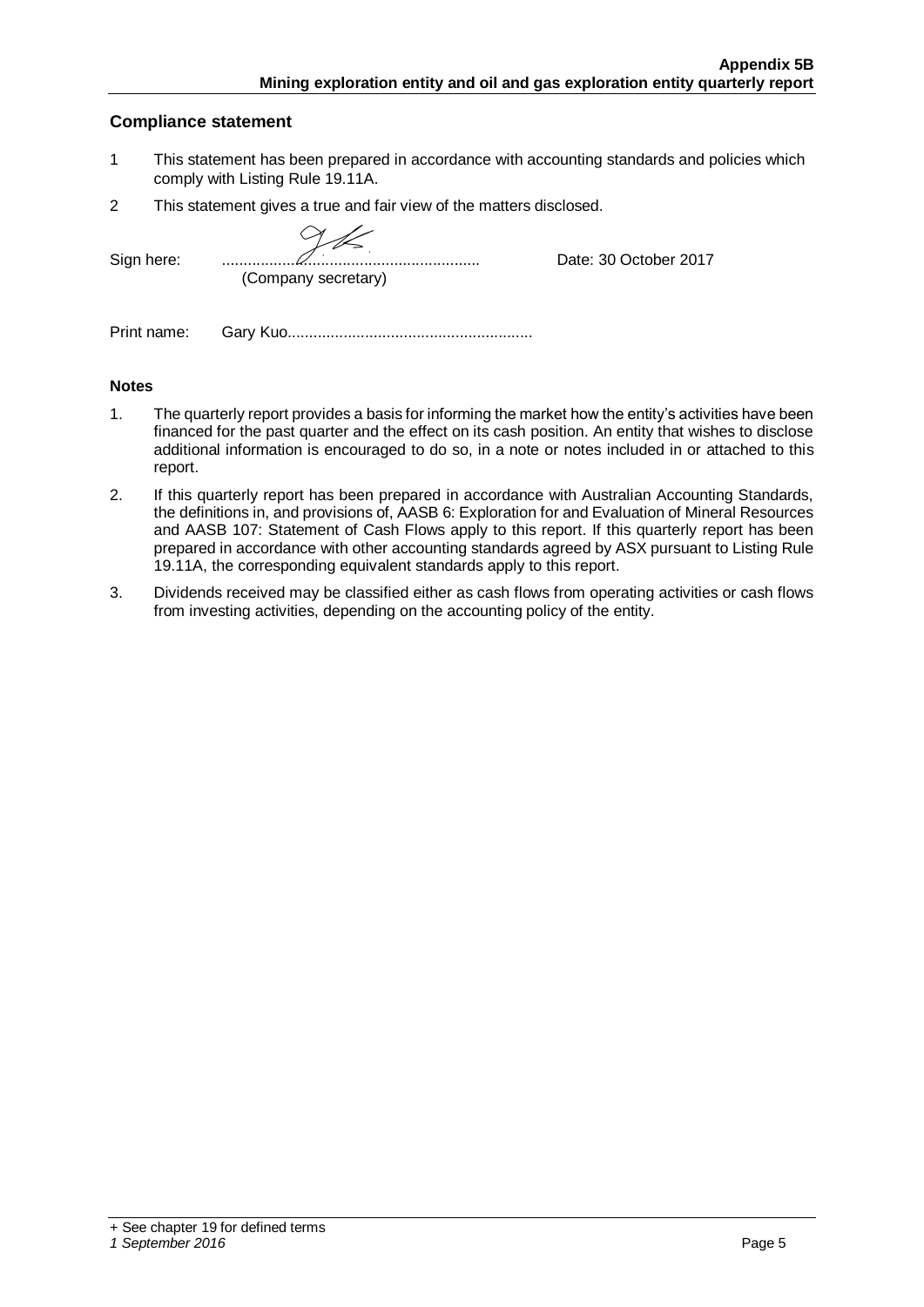## Compliance statement

1. This statement has been prepared in accordance with accounting standards and policies which comply with Listing Rule 19.11A.
2. This statement gives a true and fair view of the matters disclosed.

Sign here: ............................................................ Date: 30 October 2017
(Company secretary)

Print name: Gary Kuo.........................................................

### Notes

1. The quarterly report provides a basis for informing the market how the entity's activities have been financed for the past quarter and the effect on its cash position. An entity that wishes to disclose additional information is encouraged to do so, in a note or notes included in or attached to this report.
2. If this quarterly report has been prepared in accordance with Australian Accounting Standards, the definitions in, and provisions of, AASB 6: Exploration for and Evaluation of Mineral Resources and AASB 107: Statement of Cash Flows apply to this report. If this quarterly report has been prepared in accordance with other accounting standards agreed by ASX pursuant to Listing Rule 19.11A, the corresponding equivalent standards apply to this report.
3. Dividends received may be classified either as cash flows from operating activities or cash flows from investing activities, depending on the accounting policy of the entity.